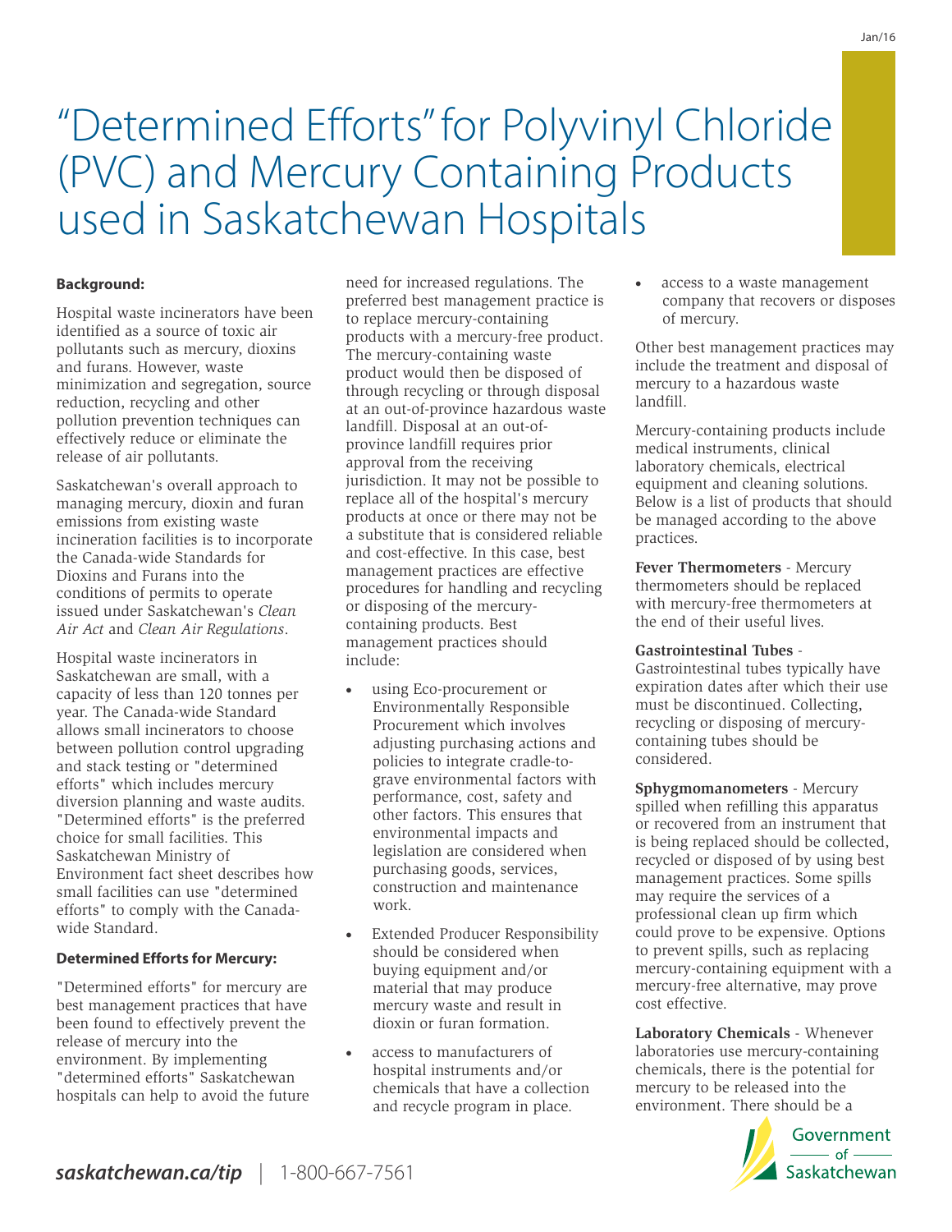# "Determined Efforts" for Polyvinyl Chloride (PVC) and Mercury Containing Products used in Saskatchewan Hospitals

**Background:**

Hospital waste incinerators have been identified as a source of toxic air pollutants such as mercury, dioxins and furans. However, waste minimization and segregation, source reduction, recycling and other pollution prevention techniques can effectively reduce or eliminate the release of air pollutants.

Saskatchewan's overall approach to managing mercury, dioxin and furan emissions from existing waste incineration facilities is to incorporate the Canada-wide Standards for Dioxins and Furans into the conditions of permits to operate issued under Saskatchewan's *Clean Air Act* and *Clean Air Regulations*.

Hospital waste incinerators in Saskatchewan are small, with a capacity of less than 120 tonnes per year. The Canada-wide Standard allows small incinerators to choose between pollution control upgrading and stack testing or "determined efforts" which includes mercury diversion planning and waste audits. "Determined efforts" is the preferred choice for small facilities. This Saskatchewan Ministry of Environment fact sheet describes how small facilities can use "determined efforts" to comply with the Canada-wide Standard.

**Determined Efforts for Mercury:**

"Determined efforts" for mercury are best management practices that have been found to effectively prevent the release of mercury into the environment. By implementing "determined efforts" Saskatchewan hospitals can help to avoid the future need for increased regulations. The preferred best management practice is to replace mercury-containing products with a mercury-free product. The mercury-containing waste product would then be disposed of through recycling or through disposal at an out-of-province hazardous waste landfill. Disposal at an out-of-province landfill requires prior approval from the receiving jurisdiction. It may not be possible to replace all of the hospital's mercury products at once or there may not be a substitute that is considered reliable and cost-effective. In this case, best management practices are effective procedures for handling and recycling or disposing of the mercury-containing products. Best management practices should include:

- using Eco-procurement or Environmentally Responsible Procurement which involves adjusting purchasing actions and policies to integrate cradle-to-grave environmental factors with performance, cost, safety and other factors. This ensures that environmental impacts and legislation are considered when purchasing goods, services, construction and maintenance work.
- Extended Producer Responsibility should be considered when buying equipment and/or material that may produce mercury waste and result in dioxin or furan formation.
- access to manufacturers of hospital instruments and/or chemicals that have a collection and recycle program in place.
- access to a waste management company that recovers or disposes of mercury.

Other best management practices may include the treatment and disposal of mercury to a hazardous waste landfill.

Mercury-containing products include medical instruments, clinical laboratory chemicals, electrical equipment and cleaning solutions. Below is a list of products that should be managed according to the above practices.

**Fever Thermometers** - Mercury thermometers should be replaced with mercury-free thermometers at the end of their useful lives.

**Gastrointestinal Tubes** - Gastrointestinal tubes typically have expiration dates after which their use must be discontinued. Collecting, recycling or disposing of mercury-containing tubes should be considered.

**Sphygmomanometers** - Mercury spilled when refilling this apparatus or recovered from an instrument that is being replaced should be collected, recycled or disposed of by using best management practices. Some spills may require the services of a professional clean up firm which could prove to be expensive. Options to prevent spills, such as replacing mercury-containing equipment with a mercury-free alternative, may prove cost effective.

**Laboratory Chemicals** - Whenever laboratories use mercury-containing chemicals, there is the potential for mercury to be released into the environment. There should be a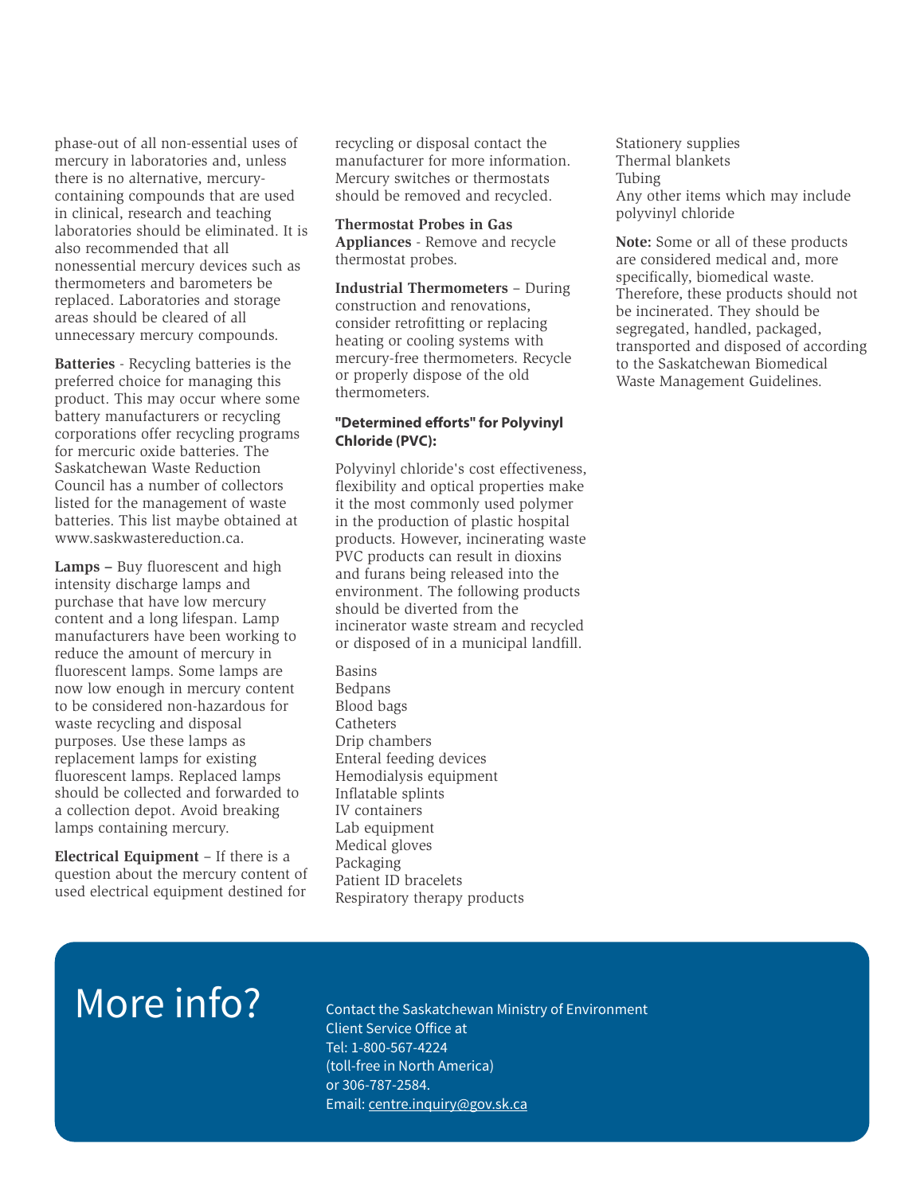phase-out of all non-essential uses of mercury in laboratories and, unless there is no alternative, mercury-containing compounds that are used in clinical, research and teaching laboratories should be eliminated. It is also recommended that all nonessential mercury devices such as thermometers and barometers be replaced. Laboratories and storage areas should be cleared of all unnecessary mercury compounds.

**Batteries** - Recycling batteries is the preferred choice for managing this product. This may occur where some battery manufacturers or recycling corporations offer recycling programs for mercuric oxide batteries. The Saskatchewan Waste Reduction Council has a number of collectors listed for the management of waste batteries. This list maybe obtained at www.saskwastereduction.ca.

**Lamps –** Buy fluorescent and high intensity discharge lamps and purchase that have low mercury content and a long lifespan. Lamp manufacturers have been working to reduce the amount of mercury in fluorescent lamps. Some lamps are now low enough in mercury content to be considered non-hazardous for waste recycling and disposal purposes. Use these lamps as replacement lamps for existing fluorescent lamps. Replaced lamps should be collected and forwarded to a collection depot. Avoid breaking lamps containing mercury.

**Electrical Equipment** – If there is a question about the mercury content of used electrical equipment destined for recycling or disposal contact the manufacturer for more information. Mercury switches or thermostats should be removed and recycled.

**Thermostat Probes in Gas Appliances** - Remove and recycle thermostat probes.

**Industrial Thermometers** – During construction and renovations, consider retrofitting or replacing heating or cooling systems with mercury-free thermometers. Recycle or properly dispose of the old thermometers.

**"Determined efforts" for Polyvinyl Chloride (PVC):**

Polyvinyl chloride's cost effectiveness, flexibility and optical properties make it the most commonly used polymer in the production of plastic hospital products. However, incinerating waste PVC products can result in dioxins and furans being released into the environment. The following products should be diverted from the incinerator waste stream and recycled or disposed of in a municipal landfill.

Basins
Bedpans
Blood bags
Catheters
Drip chambers
Enteral feeding devices
Hemodialysis equipment
Inflatable splints
IV containers
Lab equipment
Medical gloves
Packaging
Patient ID bracelets
Respiratory therapy products
Stationery supplies
Thermal blankets
Tubing
Any other items which may include polyvinyl chloride

**Note:** Some or all of these products are considered medical and, more specifically, biomedical waste. Therefore, these products should not be incinerated. They should be segregated, handled, packaged, transported and disposed of according to the Saskatchewan Biomedical Waste Management Guidelines.

# More info?

Contact the Saskatchewan Ministry of Environment Client Service Office at
Tel: 1-800-567-4224
(toll-free in North America)
or 306-787-2584.
Email: centre.inquiry@gov.sk.ca